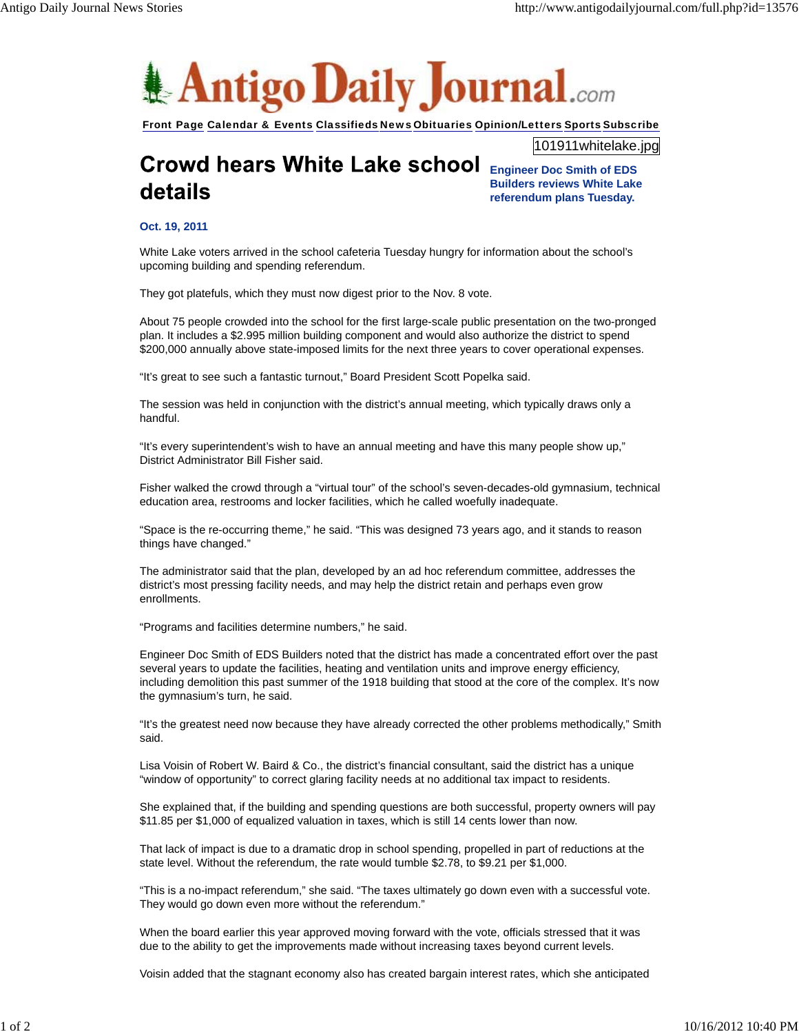# Antigo Daily Journal.com

Front Page Calendar & Events Classifieds News Obituaries Opinion/Letters Sports Subscribe

# Crowd hears White Lake school details

101911whitelake.jpg

**Engineer Doc Smith of EDS Builders reviews White Lake referendum plans Tuesday.**

**Oct. 19, 2011**

White Lake voters arrived in the school cafeteria Tuesday hungry for information about the school's upcoming building and spending referendum.

They got platefuls, which they must now digest prior to the Nov. 8 vote.

About 75 people crowded into the school for the first large-scale public presentation on the two-pronged plan. It includes a $2.995 million building component and would also authorize the district to spend $200,000 annually above state-imposed limits for the next three years to cover operational expenses.

"It's great to see such a fantastic turnout," Board President Scott Popelka said.

The session was held in conjunction with the district's annual meeting, which typically draws only a handful.

"It's every superintendent's wish to have an annual meeting and have this many people show up," District Administrator Bill Fisher said.

Fisher walked the crowd through a "virtual tour" of the school's seven-decades-old gymnasium, technical education area, restrooms and locker facilities, which he called woefully inadequate.

"Space is the re-occurring theme," he said. "This was designed 73 years ago, and it stands to reason things have changed."

The administrator said that the plan, developed by an ad hoc referendum committee, addresses the district's most pressing facility needs, and may help the district retain and perhaps even grow enrollments.

"Programs and facilities determine numbers," he said.

Engineer Doc Smith of EDS Builders noted that the district has made a concentrated effort over the past several years to update the facilities, heating and ventilation units and improve energy efficiency, including demolition this past summer of the 1918 building that stood at the core of the complex. It's now the gymnasium's turn, he said.

"It's the greatest need now because they have already corrected the other problems methodically," Smith said.

Lisa Voisin of Robert W. Baird & Co., the district's financial consultant, said the district has a unique "window of opportunity" to correct glaring facility needs at no additional tax impact to residents.

She explained that, if the building and spending questions are both successful, property owners will pay $11.85 per $1,000 of equalized valuation in taxes, which is still 14 cents lower than now.

That lack of impact is due to a dramatic drop in school spending, propelled in part of reductions at the state level. Without the referendum, the rate would tumble $2.78, to $9.21 per $1,000.

"This is a no-impact referendum," she said. "The taxes ultimately go down even with a successful vote. They would go down even more without the referendum."

When the board earlier this year approved moving forward with the vote, officials stressed that it was due to the ability to get the improvements made without increasing taxes beyond current levels.

Voisin added that the stagnant economy also has created bargain interest rates, which she anticipated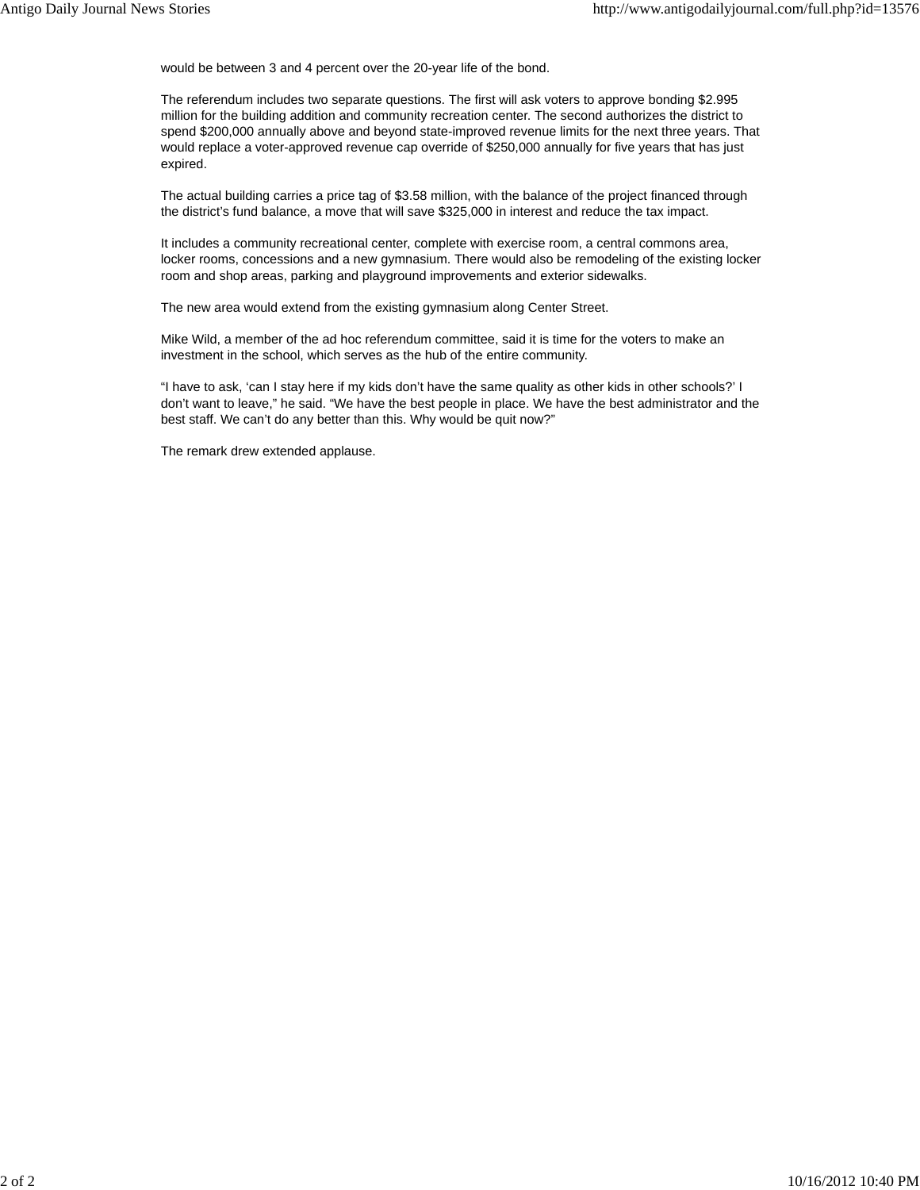would be between 3 and 4 percent over the 20-year life of the bond.

The referendum includes two separate questions. The first will ask voters to approve bonding $2.995 million for the building addition and community recreation center. The second authorizes the district to spend $200,000 annually above and beyond state-improved revenue limits for the next three years. That would replace a voter-approved revenue cap override of $250,000 annually for five years that has just expired.

The actual building carries a price tag of $3.58 million, with the balance of the project financed through the district's fund balance, a move that will save $325,000 in interest and reduce the tax impact.

It includes a community recreational center, complete with exercise room, a central commons area, locker rooms, concessions and a new gymnasium. There would also be remodeling of the existing locker room and shop areas, parking and playground improvements and exterior sidewalks.

The new area would extend from the existing gymnasium along Center Street.

Mike Wild, a member of the ad hoc referendum committee, said it is time for the voters to make an investment in the school, which serves as the hub of the entire community.

"I have to ask, 'can I stay here if my kids don't have the same quality as other kids in other schools?' I don't want to leave," he said. "We have the best people in place. We have the best administrator and the best staff. We can't do any better than this. Why would be quit now?"

The remark drew extended applause.